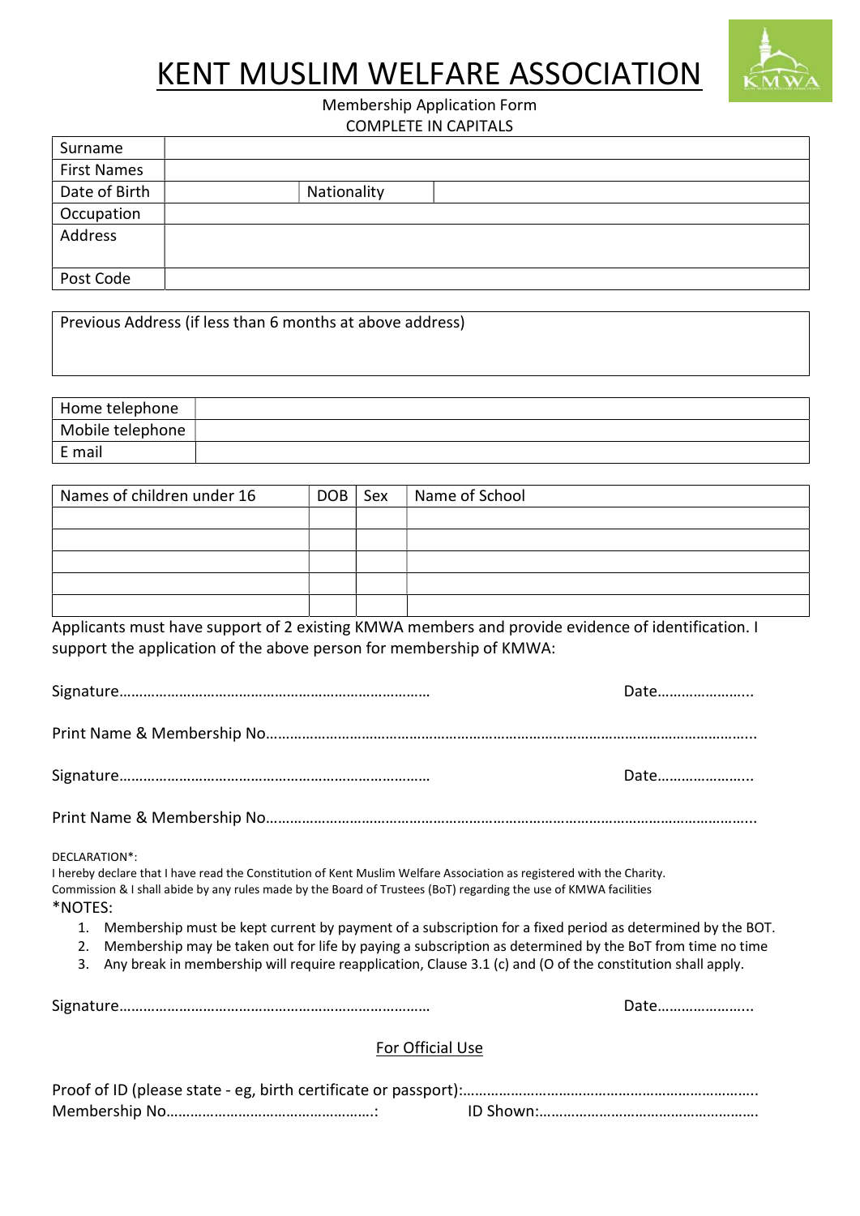# KENT MUSLIM WELFARE ASSOCIATION

Membership Application Form

COMPLETE IN CAPITALS

| Surname | | | |
|---|---|---|---|
| First Names | | | |
| Date of Birth | | Nationality | |
| Occupation | | | |
| Address | | | |
| Post Code | | | |

| Previous Address (if less than 6 months at above address) |
|---|
| |

| Home telephone | |
|---|---|
| Mobile telephone | |
| E mail | |

| Names of children under 16 | DOB | Sex | Name of School |
|---|---|---|---|
| | | | |
| | | | |
| | | | |
| | | | |
| | | | |

Applicants must have support of 2 existing KMWA members and provide evidence of identification. I support the application of the above person for membership of KMWA:

Signature…………………………………………………………………… Date…………………..

Print Name & Membership No……………………………………………………………………………………………………..

Signature…………………………………………………………………… Date…………………..

Print Name & Membership No……………………………………………………………………………………………………..

DECLARATION*:

I hereby declare that I have read the Constitution of Kent Muslim Welfare Association as registered with the Charity. Commission & I shall abide by any rules made by the Board of Trustees (BoT) regarding the use of KMWA facilities

*NOTES:

1. Membership must be kept current by payment of a subscription for a fixed period as determined by the BOT.
2. Membership may be taken out for life by paying a subscription as determined by the BoT from time no time
3. Any break in membership will require reapplication, Clause 3.1 (c) and (O of the constitution shall apply.

Signature…………………………………………………………………… Date…………………..

For Official Use

Proof of ID (please state - eg, birth certificate or passport):……………………………………………………………….

Membership No…………………………………………: ID Shown:………………………………………………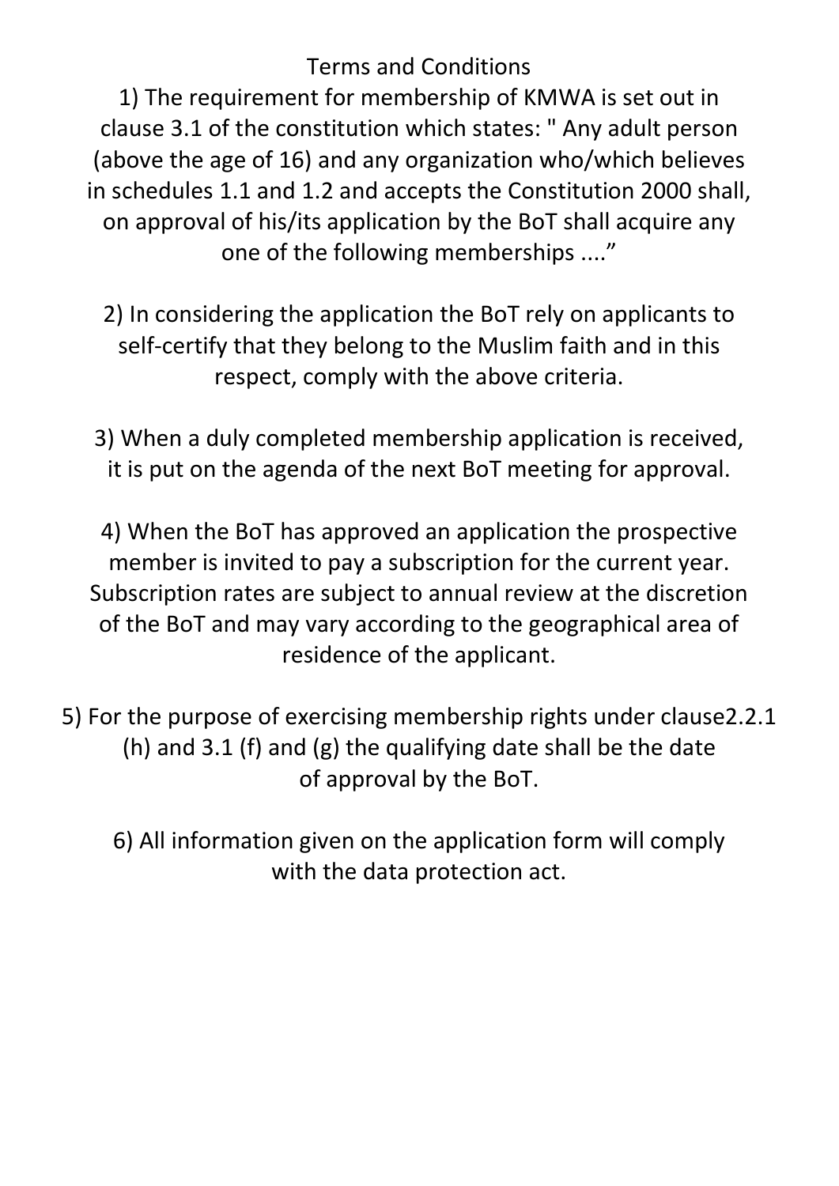# Terms and Conditions

1) The requirement for membership of KMWA is set out in clause 3.1 of the constitution which states: " Any adult person (above the age of 16) and any organization who/which believes in schedules 1.1 and 1.2 and accepts the Constitution 2000 shall, on approval of his/its application by the BoT shall acquire any one of the following memberships ...."

2) In considering the application the BoT rely on applicants to self-certify that they belong to the Muslim faith and in this respect, comply with the above criteria.

3) When a duly completed membership application is received, it is put on the agenda of the next BoT meeting for approval.

4) When the BoT has approved an application the prospective member is invited to pay a subscription for the current year. Subscription rates are subject to annual review at the discretion of the BoT and may vary according to the geographical area of residence of the applicant.

5) For the purpose of exercising membership rights under clause2.2.1 (h) and 3.1 (f) and (g) the qualifying date shall be the date of approval by the BoT.

6) All information given on the application form will comply with the data protection act.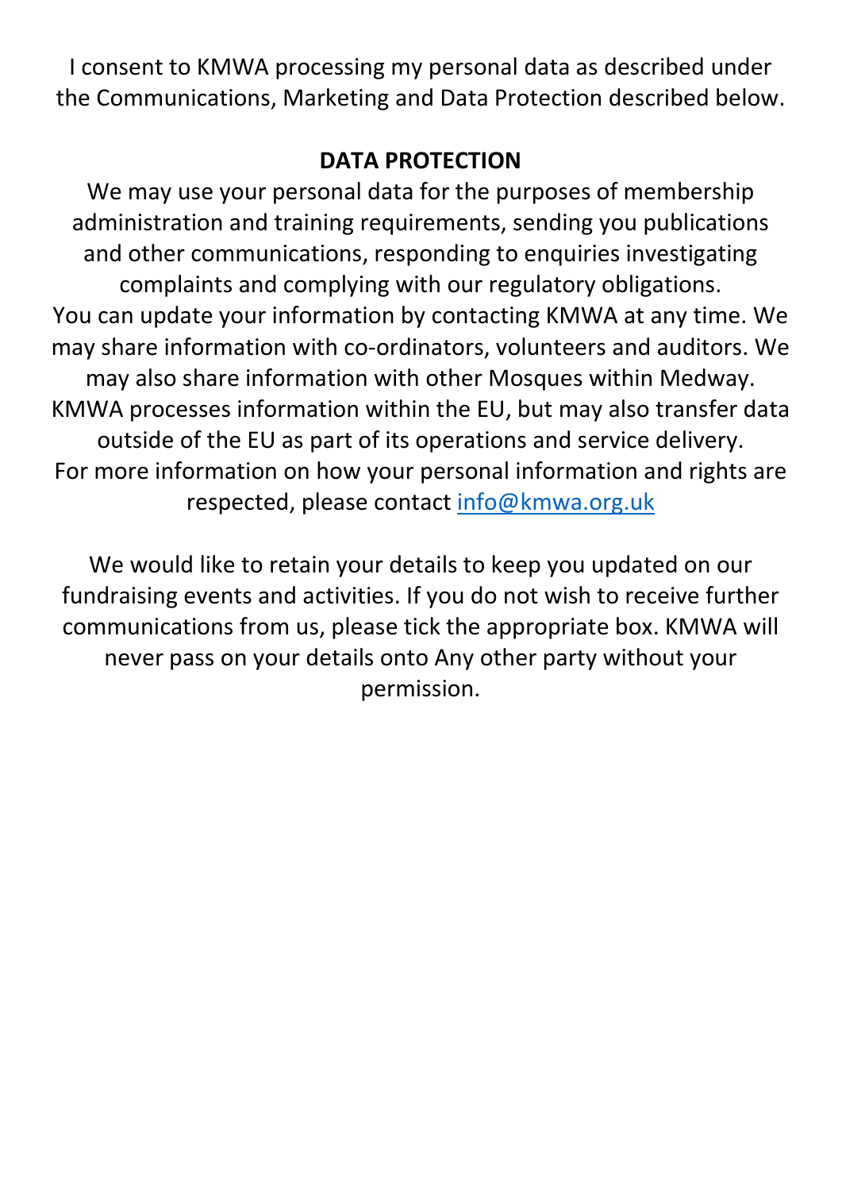I consent to KMWA processing my personal data as described under the Communications, Marketing and Data Protection described below.

## DATA PROTECTION

We may use your personal data for the purposes of membership administration and training requirements, sending you publications and other communications, responding to enquiries investigating complaints and complying with our regulatory obligations.
You can update your information by contacting KMWA at any time. We may share information with co-ordinators, volunteers and auditors. We may also share information with other Mosques within Medway.
KMWA processes information within the EU, but may also transfer data outside of the EU as part of its operations and service delivery.
For more information on how your personal information and rights are respected, please contact info@kmwa.org.uk

We would like to retain your details to keep you updated on our fundraising events and activities. If you do not wish to receive further communications from us, please tick the appropriate box. KMWA will never pass on your details onto Any other party without your permission.